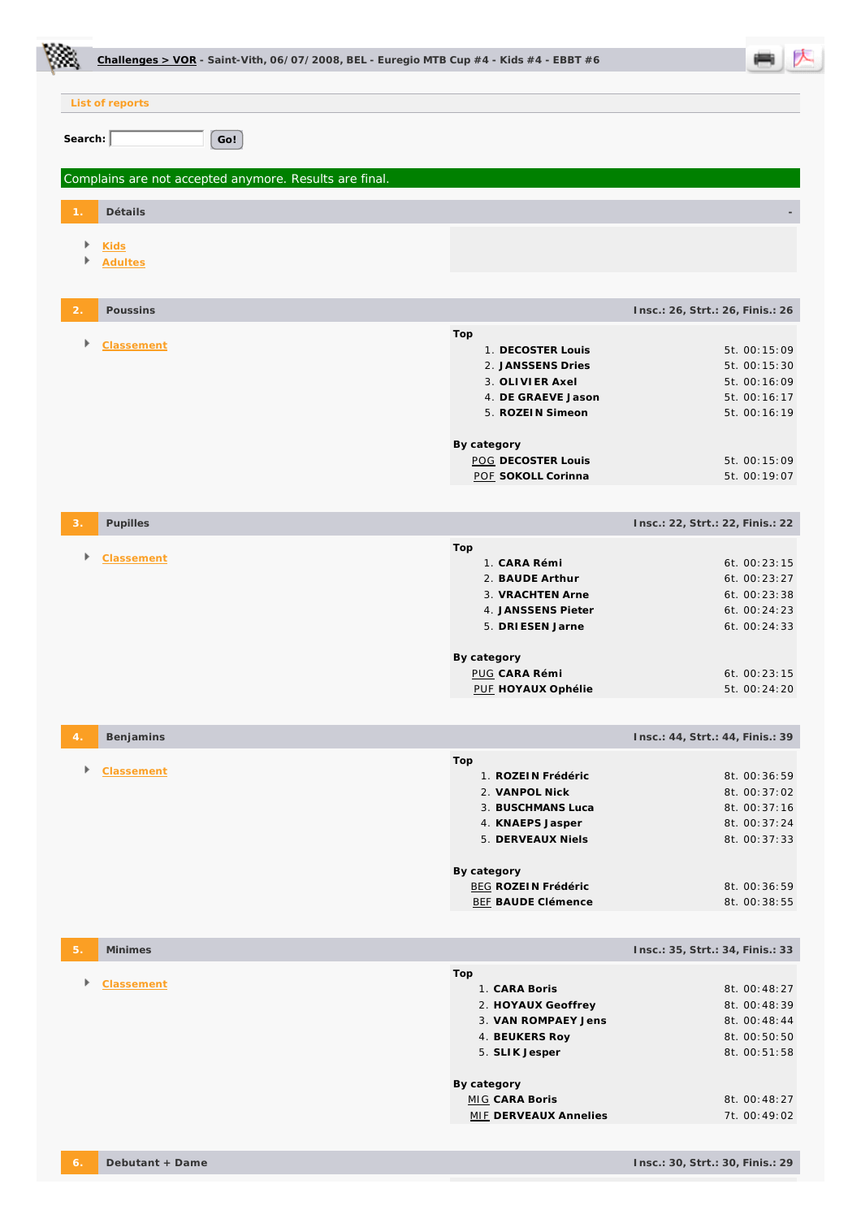**Challenges > VOR** - Saint-Vith, 06/07/2008, BEL - Euregio MTB Cup #4 - Kids #4 - EBBT #6

List of reports

Search: Go!

Complains are not accepted anymore. Results are final.

## 1. Détails

- Kids
- Adultes

## 2. Poussins — Insc.: 26, Strt.: 26, Finis.: 26

- Classement

**Top**

| | | |
|---|---|---|
| 1. | **DECOSTER Louis** | 5t. 00:15:09 |
| 2. | **JANSSENS Dries** | 5t. 00:15:30 |
| 3. | **OLIVIER Axel** | 5t. 00:16:09 |
| 4. | **DE GRAEVE Jason** | 5t. 00:16:17 |
| 5. | **ROZEIN Simeon** | 5t. 00:16:19 |

**By category**

| | | |
|---|---|---|
| POG | **DECOSTER Louis** | 5t. 00:15:09 |
| POF | **SOKOLL Corinna** | 5t. 00:19:07 |

## 3. Pupilles — Insc.: 22, Strt.: 22, Finis.: 22

- Classement

**Top**

| | | |
|---|---|---|
| 1. | **CARA Rémi** | 6t. 00:23:15 |
| 2. | **BAUDE Arthur** | 6t. 00:23:27 |
| 3. | **VRACHTEN Arne** | 6t. 00:23:38 |
| 4. | **JANSSENS Pieter** | 6t. 00:24:23 |
| 5. | **DRIESEN Jarne** | 6t. 00:24:33 |

**By category**

| | | |
|---|---|---|
| PUG | **CARA Rémi** | 6t. 00:23:15 |
| PUF | **HOYAUX Ophélie** | 5t. 00:24:20 |

## 4. Benjamins — Insc.: 44, Strt.: 44, Finis.: 39

- Classement

**Top**

| | | |
|---|---|---|
| 1. | **ROZEIN Frédéric** | 8t. 00:36:59 |
| 2. | **VANPOL Nick** | 8t. 00:37:02 |
| 3. | **BUSCHMANS Luca** | 8t. 00:37:16 |
| 4. | **KNAEPS Jasper** | 8t. 00:37:24 |
| 5. | **DERVEAUX Niels** | 8t. 00:37:33 |

**By category**

| | | |
|---|---|---|
| BEG | **ROZEIN Frédéric** | 8t. 00:36:59 |
| BEF | **BAUDE Clémence** | 8t. 00:38:55 |

## 5. Minimes — Insc.: 35, Strt.: 34, Finis.: 33

- Classement

**Top**

| | | |
|---|---|---|
| 1. | **CARA Boris** | 8t. 00:48:27 |
| 2. | **HOYAUX Geoffrey** | 8t. 00:48:39 |
| 3. | **VAN ROMPAEY Jens** | 8t. 00:48:44 |
| 4. | **BEUKERS Roy** | 8t. 00:50:50 |
| 5. | **SLIK Jesper** | 8t. 00:51:58 |

**By category**

| | | |
|---|---|---|
| MIG | **CARA Boris** | 8t. 00:48:27 |
| MIF | **DERVEAUX Annelies** | 7t. 00:49:02 |

## 6. Debutant + Dame — Insc.: 30, Strt.: 30, Finis.: 29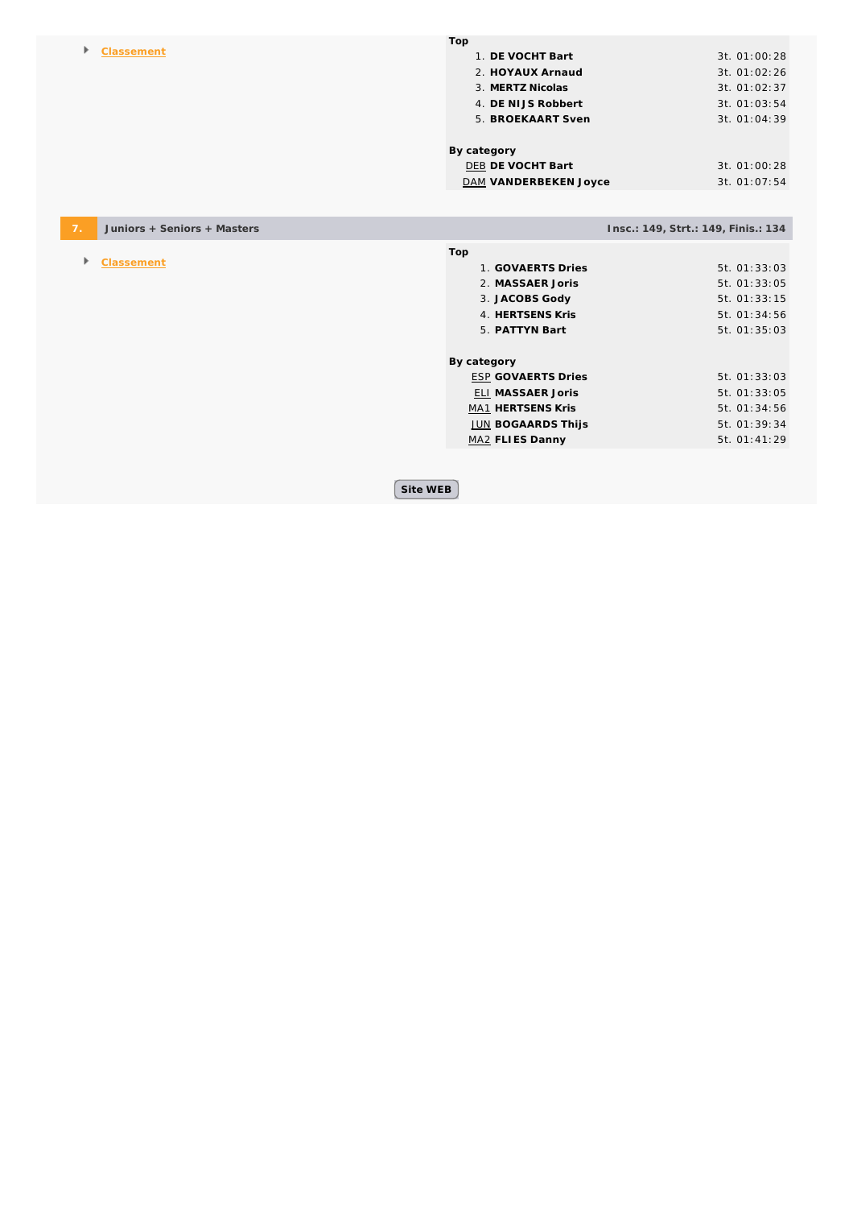▸ **Classement**

**Top**

| | | |
|---|---|---|
| 1. | **DE VOCHT Bart** | 3t. 01:00:28 |
| 2. | **HOYAUX Arnaud** | 3t. 01:02:26 |
| 3. | **MERTZ Nicolas** | 3t. 01:02:37 |
| 4. | **DE NIJS Robbert** | 3t. 01:03:54 |
| 5. | **BROEKAART Sven** | 3t. 01:04:39 |

**By category**

| | | |
|---|---|---|
| DEB | **DE VOCHT Bart** | 3t. 01:00:28 |
| DAM | **VANDERBEKEN Joyce** | 3t. 01:07:54 |

## 7. Juniors + Seniors + Masters

**Insc.: 149, Strt.: 149, Finis.: 134**

▸ **Classement**

**Top**

| | | |
|---|---|---|
| 1. | **GOVAERTS Dries** | 5t. 01:33:03 |
| 2. | **MASSAER Joris** | 5t. 01:33:05 |
| 3. | **JACOBS Gody** | 5t. 01:33:15 |
| 4. | **HERTSENS Kris** | 5t. 01:34:56 |
| 5. | **PATTYN Bart** | 5t. 01:35:03 |

**By category**

| | | |
|---|---|---|
| ESP | **GOVAERTS Dries** | 5t. 01:33:03 |
| ELI | **MASSAER Joris** | 5t. 01:33:05 |
| MA1 | **HERTSENS Kris** | 5t. 01:34:56 |
| JUN | **BOGAARDS Thijs** | 5t. 01:39:34 |
| MA2 | **FLIES Danny** | 5t. 01:41:29 |

**Site WEB**